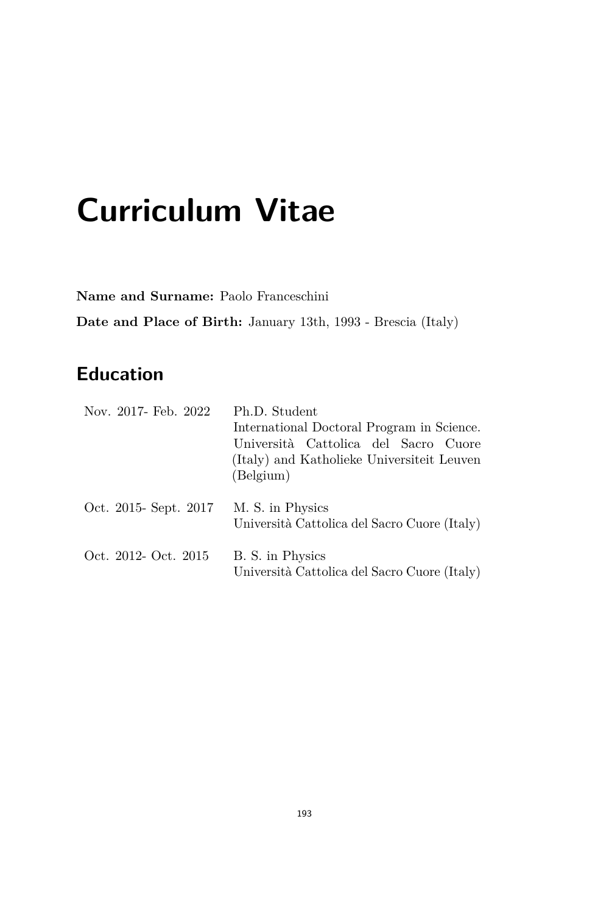# Curriculum Vitae

**Name and Surname:** Paolo Franceschini

**Date and Place of Birth:** January 13th, 1993 - Brescia (Italy)

## Education

| | |
|---|---|
| Nov. 2017- Feb. 2022 | Ph.D. Student<br>International Doctoral Program in Science. Università Cattolica del Sacro Cuore (Italy) and Katholieke Universiteit Leuven (Belgium) |
| Oct. 2015- Sept. 2017 | M. S. in Physics<br>Università Cattolica del Sacro Cuore (Italy) |
| Oct. 2012- Oct. 2015 | B. S. in Physics<br>Università Cattolica del Sacro Cuore (Italy) |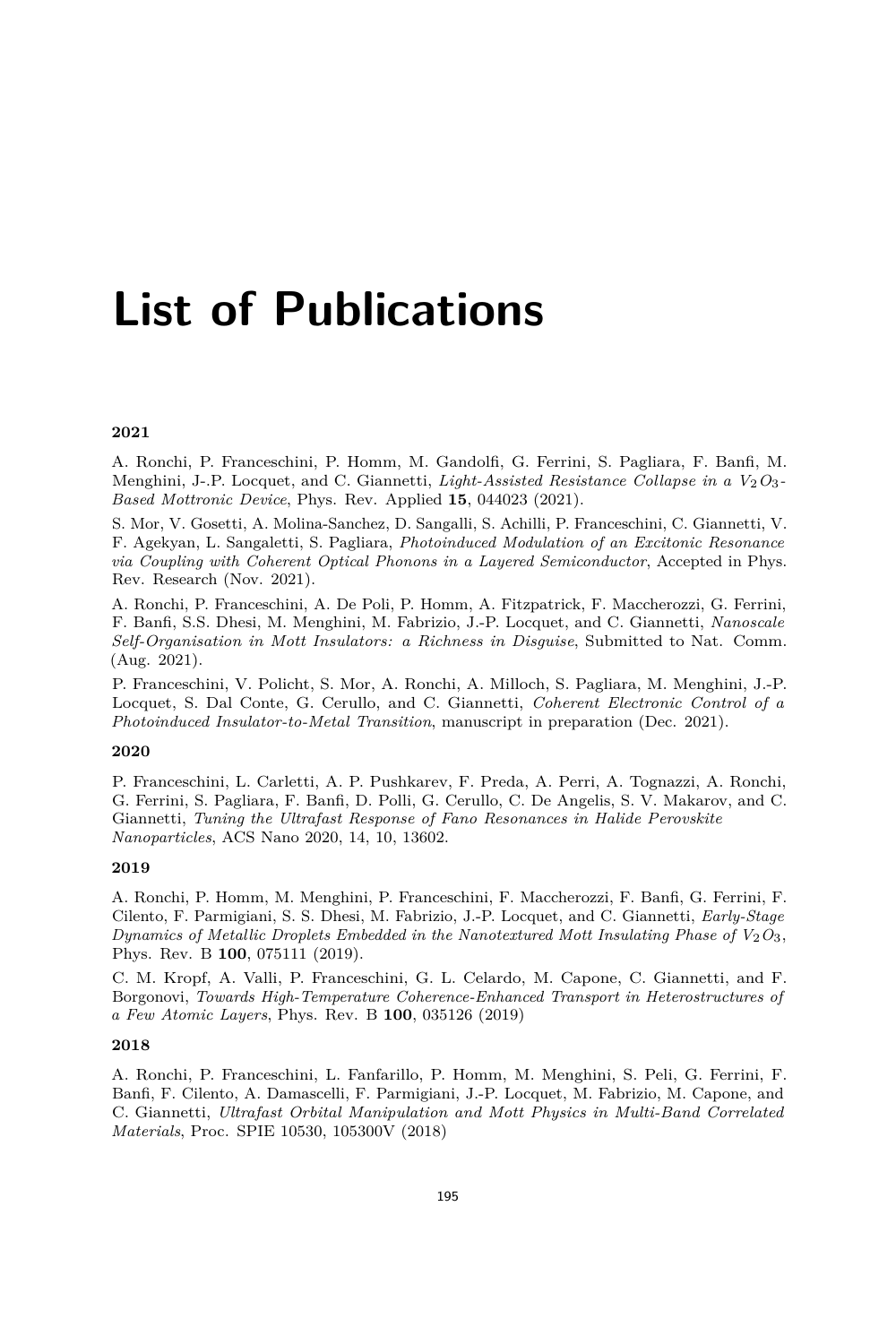# List of Publications

**2021**

A. Ronchi, P. Franceschini, P. Homm, M. Gandolfi, G. Ferrini, S. Pagliara, F. Banfi, M. Menghini, J-.P. Locquet, and C. Giannetti, *Light-Assisted Resistance Collapse in a $V_2O_3$-Based Mottronic Device*, Phys. Rev. Applied **15**, 044023 (2021).

S. Mor, V. Gosetti, A. Molina-Sanchez, D. Sangalli, S. Achilli, P. Franceschini, C. Giannetti, V. F. Agekyan, L. Sangaletti, S. Pagliara, *Photoinduced Modulation of an Excitonic Resonance via Coupling with Coherent Optical Phonons in a Layered Semiconductor*, Accepted in Phys. Rev. Research (Nov. 2021).

A. Ronchi, P. Franceschini, A. De Poli, P. Homm, A. Fitzpatrick, F. Maccherozzi, G. Ferrini, F. Banfi, S.S. Dhesi, M. Menghini, M. Fabrizio, J.-P. Locquet, and C. Giannetti, *Nanoscale Self-Organisation in Mott Insulators: a Richness in Disguise*, Submitted to Nat. Comm. (Aug. 2021).

P. Franceschini, V. Policht, S. Mor, A. Ronchi, A. Milloch, S. Pagliara, M. Menghini, J.-P. Locquet, S. Dal Conte, G. Cerullo, and C. Giannetti, *Coherent Electronic Control of a Photoinduced Insulator-to-Metal Transition*, manuscript in preparation (Dec. 2021).

**2020**

P. Franceschini, L. Carletti, A. P. Pushkarev, F. Preda, A. Perri, A. Tognazzi, A. Ronchi, G. Ferrini, S. Pagliara, F. Banfi, D. Polli, G. Cerullo, C. De Angelis, S. V. Makarov, and C. Giannetti, *Tuning the Ultrafast Response of Fano Resonances in Halide Perovskite Nanoparticles*, ACS Nano 2020, 14, 10, 13602.

**2019**

A. Ronchi, P. Homm, M. Menghini, P. Franceschini, F. Maccherozzi, F. Banfi, G. Ferrini, F. Cilento, F. Parmigiani, S. S. Dhesi, M. Fabrizio, J.-P. Locquet, and C. Giannetti, *Early-Stage Dynamics of Metallic Droplets Embedded in the Nanotextured Mott Insulating Phase of $V_2O_3$*, Phys. Rev. B **100**, 075111 (2019).

C. M. Kropf, A. Valli, P. Franceschini, G. L. Celardo, M. Capone, C. Giannetti, and F. Borgonovi, *Towards High-Temperature Coherence-Enhanced Transport in Heterostructures of a Few Atomic Layers*, Phys. Rev. B **100**, 035126 (2019)

**2018**

A. Ronchi, P. Franceschini, L. Fanfarillo, P. Homm, M. Menghini, S. Peli, G. Ferrini, F. Banfi, F. Cilento, A. Damascelli, F. Parmigiani, J.-P. Locquet, M. Fabrizio, M. Capone, and C. Giannetti, *Ultrafast Orbital Manipulation and Mott Physics in Multi-Band Correlated Materials*, Proc. SPIE 10530, 105300V (2018)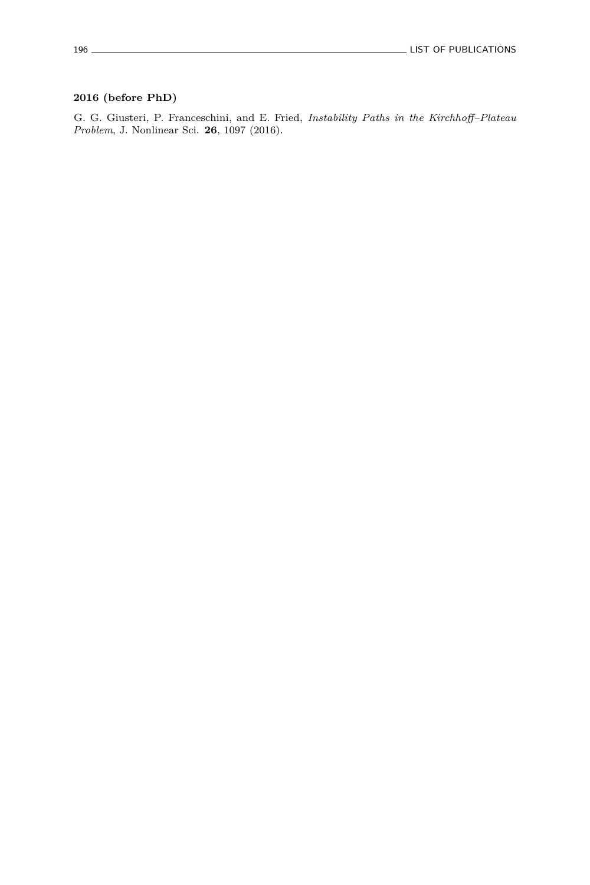**2016 (before PhD)**

G. G. Giusteri, P. Franceschini, and E. Fried, *Instability Paths in the Kirchhoff–Plateau Problem*, J. Nonlinear Sci. **26**, 1097 (2016).